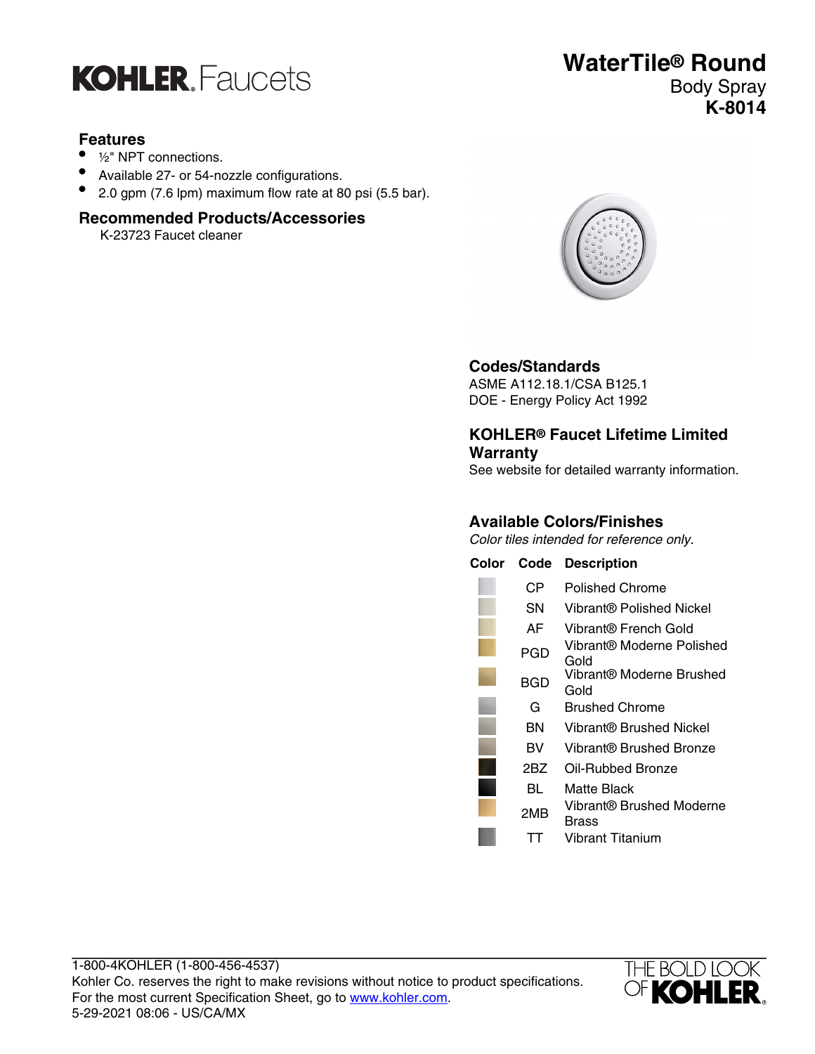KOHLER. Faucets

# WaterTile® Round

Body Spray

**K-8014**

## Features

- ½" NPT connections.
- Available 27- or 54-nozzle configurations.
- 2.0 gpm (7.6 lpm) maximum flow rate at 80 psi (5.5 bar).

## Recommended Products/Accessories

K-23723 Faucet cleaner

## Codes/Standards

ASME A112.18.1/CSA B125.1
DOE - Energy Policy Act 1992

## KOHLER® Faucet Lifetime Limited Warranty

See website for detailed warranty information.

## Available Colors/Finishes

*Color tiles intended for reference only.*

| Color | Code | Description |
|---|---|---|
| | CP | Polished Chrome |
| | SN | Vibrant® Polished Nickel |
| | AF | Vibrant® French Gold |
| | PGD | Vibrant® Moderne Polished Gold |
| | BGD | Vibrant® Moderne Brushed Gold |
| | G | Brushed Chrome |
| | BN | Vibrant® Brushed Nickel |
| | BV | Vibrant® Brushed Bronze |
| | 2BZ | Oil-Rubbed Bronze |
| | BL | Matte Black |
| | 2MB | Vibrant® Brushed Moderne Brass |
| | TT | Vibrant Titanium |

1-800-4KOHLER (1-800-456-4537)
Kohler Co. reserves the right to make revisions without notice to product specifications.
For the most current Specification Sheet, go to www.kohler.com.
5-29-2021 08:06 - US/CA/MX

THE BOLD LOOK OF KOHLER.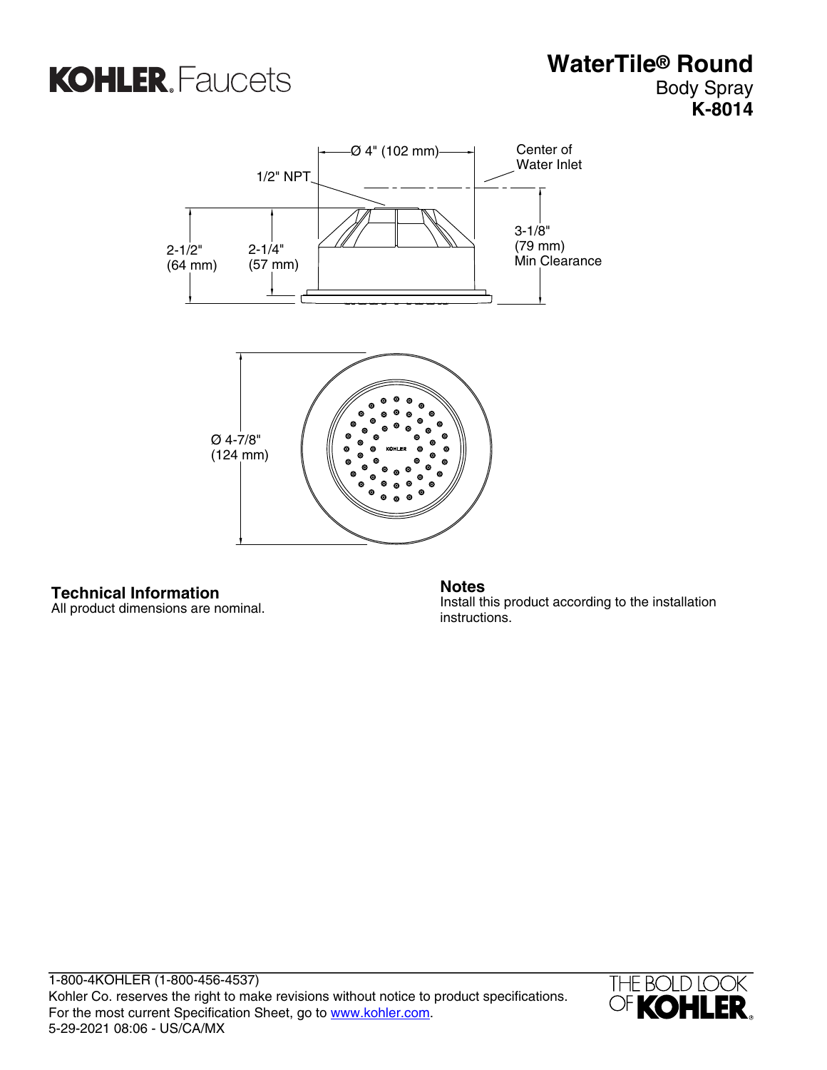# KOHLER. Faucets

## WaterTile® Round

Body Spray

**K-8014**

Ø 4" (102 mm)

Center of Water Inlet

1/2" NPT

2-1/2" (64 mm)

2-1/4" (57 mm)

3-1/8" (79 mm) Min Clearance

Ø 4-7/8" (124 mm)

KOHLER

### Technical Information

All product dimensions are nominal.

### Notes

Install this product according to the installation instructions.

1-800-4KOHLER (1-800-456-4537)
Kohler Co. reserves the right to make revisions without notice to product specifications.
For the most current Specification Sheet, go to www.kohler.com.
5-29-2021 08:06 - US/CA/MX

THE BOLD LOOK OF KOHLER.